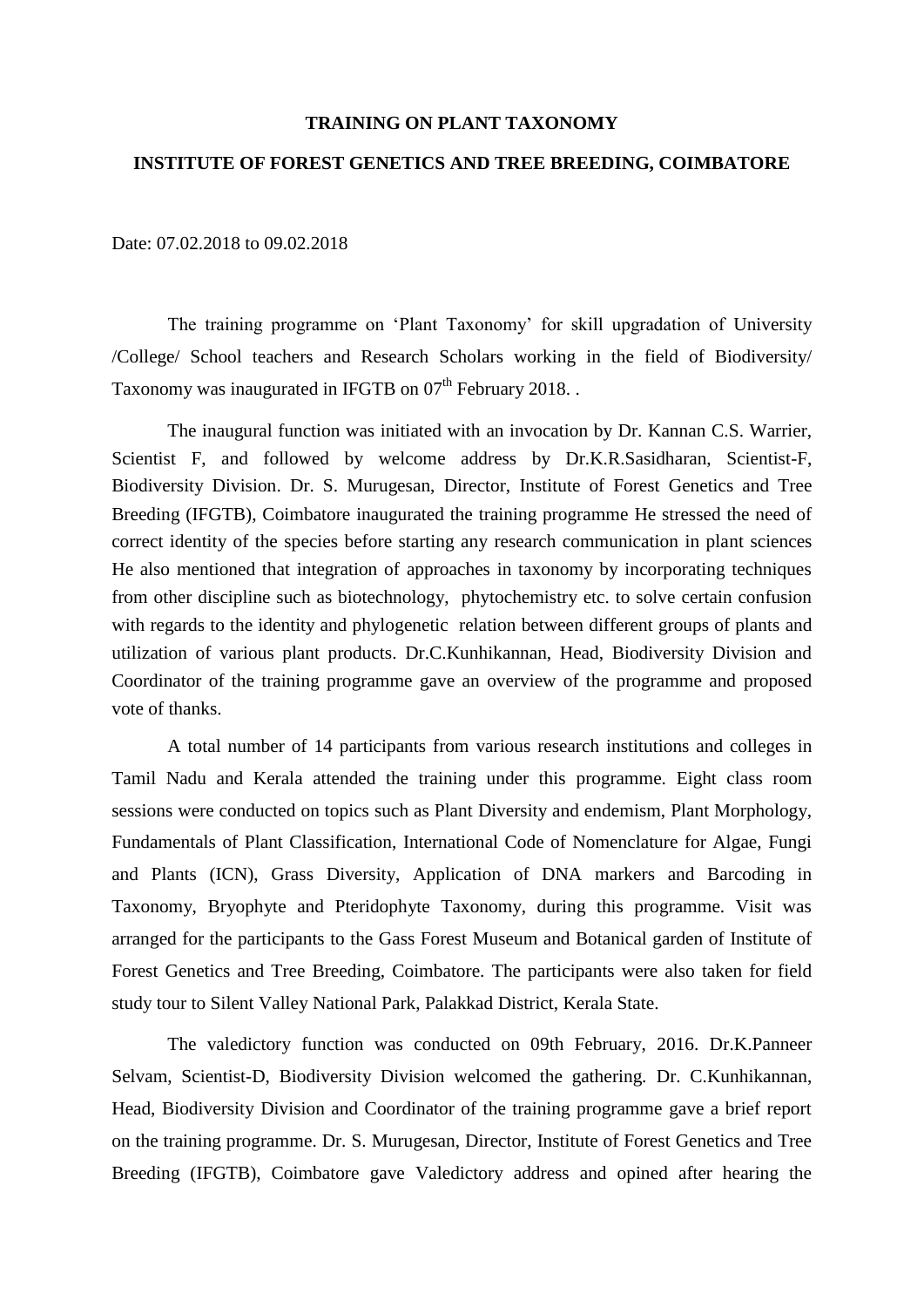**TRAINING ON PLANT TAXONOMY**

**INSTITUTE OF FOREST GENETICS AND TREE BREEDING, COIMBATORE**

Date: 07.02.2018 to 09.02.2018

The training programme on 'Plant Taxonomy' for skill upgradation of University /College/ School teachers and Research Scholars working in the field of Biodiversity/ Taxonomy was inaugurated in IFGTB on 07th February 2018. .

The inaugural function was initiated with an invocation by Dr. Kannan C.S. Warrier, Scientist F, and followed by welcome address by Dr.K.R.Sasidharan, Scientist-F, Biodiversity Division. Dr. S. Murugesan, Director, Institute of Forest Genetics and Tree Breeding (IFGTB), Coimbatore inaugurated the training programme He stressed the need of correct identity of the species before starting any research communication in plant sciences He also mentioned that integration of approaches in taxonomy by incorporating techniques from other discipline such as biotechnology, phytochemistry etc. to solve certain confusion with regards to the identity and phylogenetic relation between different groups of plants and utilization of various plant products. Dr.C.Kunhikannan, Head, Biodiversity Division and Coordinator of the training programme gave an overview of the programme and proposed vote of thanks.

A total number of 14 participants from various research institutions and colleges in Tamil Nadu and Kerala attended the training under this programme. Eight class room sessions were conducted on topics such as Plant Diversity and endemism, Plant Morphology, Fundamentals of Plant Classification, International Code of Nomenclature for Algae, Fungi and Plants (ICN), Grass Diversity, Application of DNA markers and Barcoding in Taxonomy, Bryophyte and Pteridophyte Taxonomy, during this programme. Visit was arranged for the participants to the Gass Forest Museum and Botanical garden of Institute of Forest Genetics and Tree Breeding, Coimbatore. The participants were also taken for field study tour to Silent Valley National Park, Palakkad District, Kerala State.

The valedictory function was conducted on 09th February, 2016. Dr.K.Panneer Selvam, Scientist-D, Biodiversity Division welcomed the gathering. Dr. C.Kunhikannan, Head, Biodiversity Division and Coordinator of the training programme gave a brief report on the training programme. Dr. S. Murugesan, Director, Institute of Forest Genetics and Tree Breeding (IFGTB), Coimbatore gave Valedictory address and opined after hearing the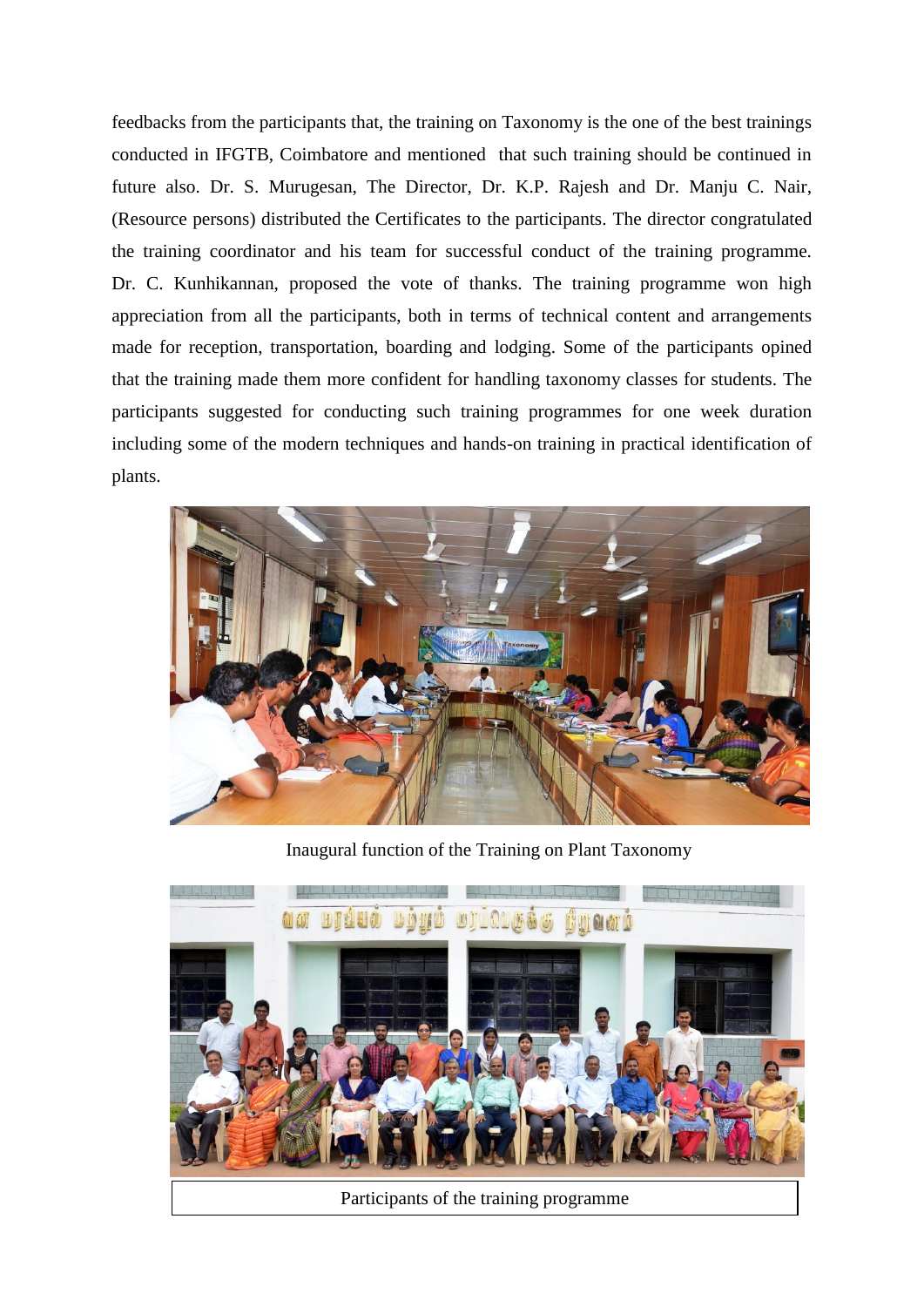feedbacks from the participants that, the training on Taxonomy is the one of the best trainings conducted in IFGTB, Coimbatore and mentioned that such training should be continued in future also. Dr. S. Murugesan, The Director, Dr. K.P. Rajesh and Dr. Manju C. Nair, (Resource persons) distributed the Certificates to the participants. The director congratulated the training coordinator and his team for successful conduct of the training programme. Dr. C. Kunhikannan, proposed the vote of thanks. The training programme won high appreciation from all the participants, both in terms of technical content and arrangements made for reception, transportation, boarding and lodging. Some of the participants opined that the training made them more confident for handling taxonomy classes for students. The participants suggested for conducting such training programmes for one week duration including some of the modern techniques and hands-on training in practical identification of plants.

Inaugural function of the Training on Plant Taxonomy

Participants of the training programme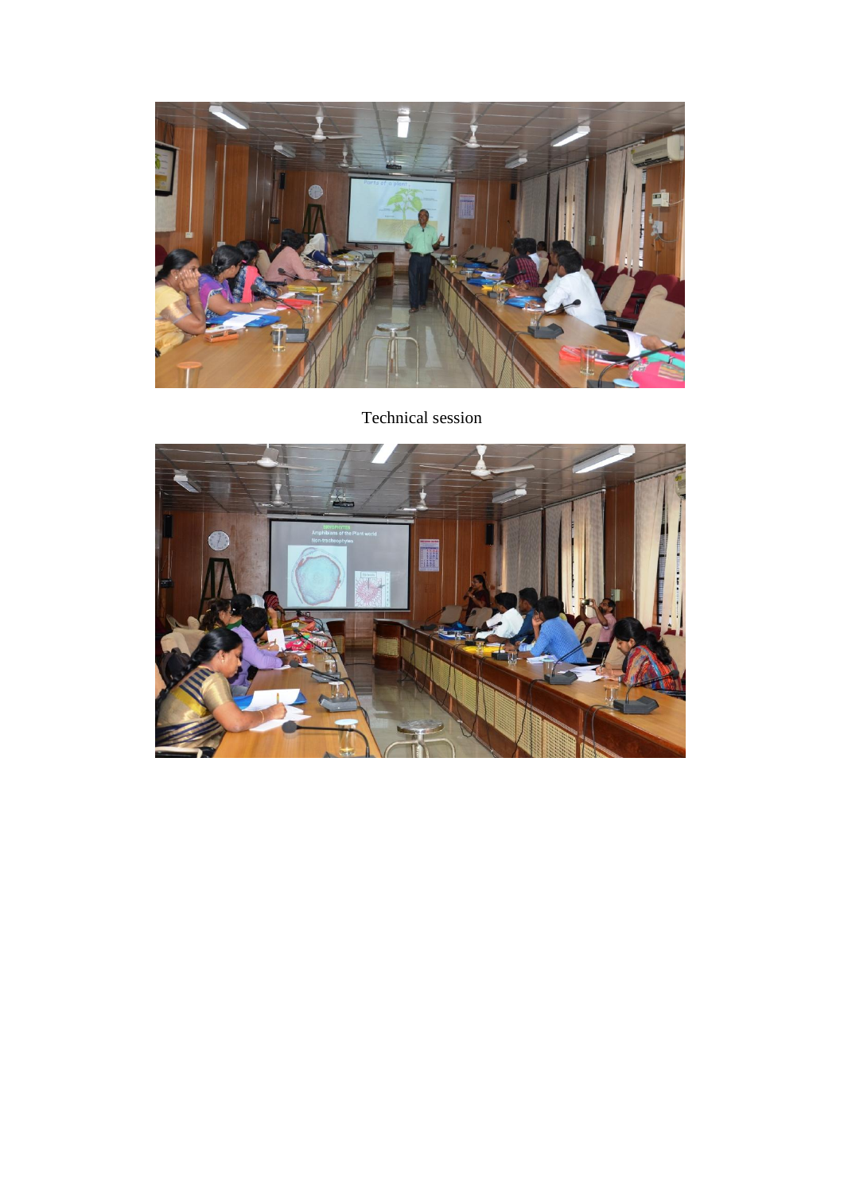Technical session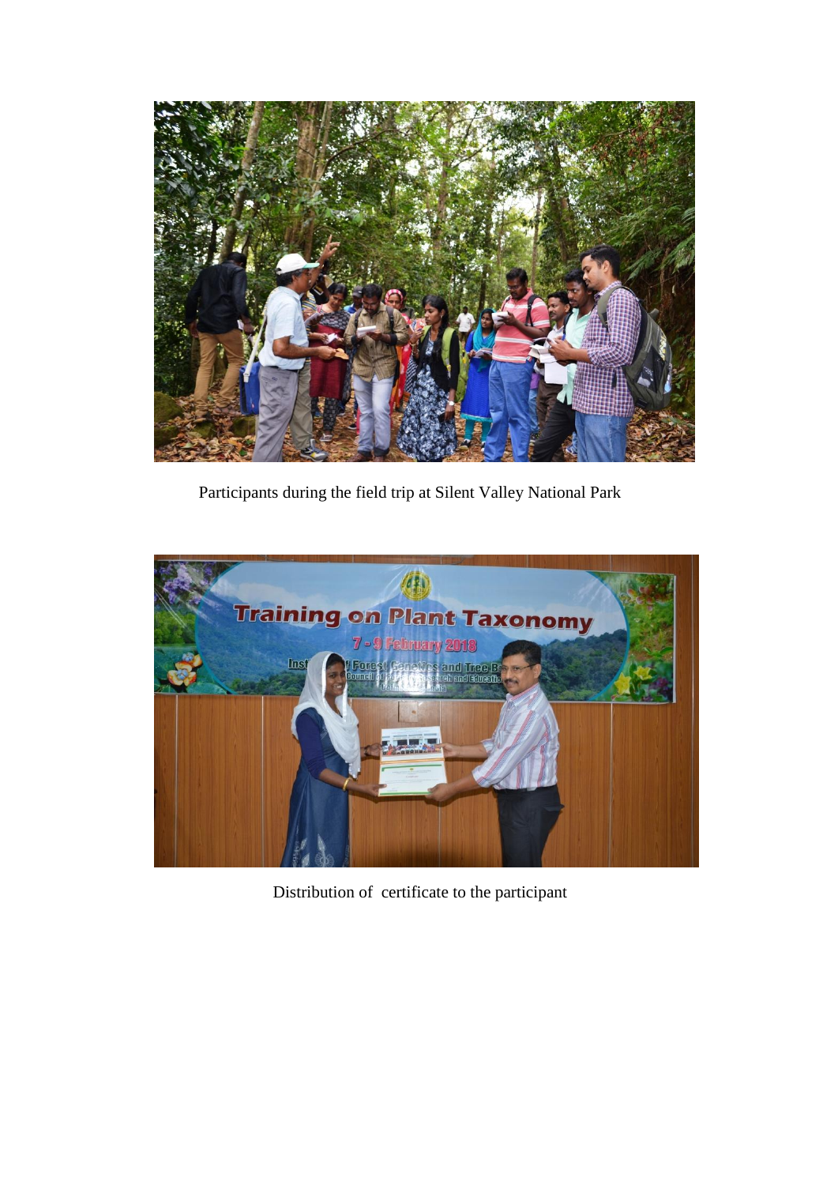Participants during the field trip at Silent Valley National Park

Distribution of certificate to the participant